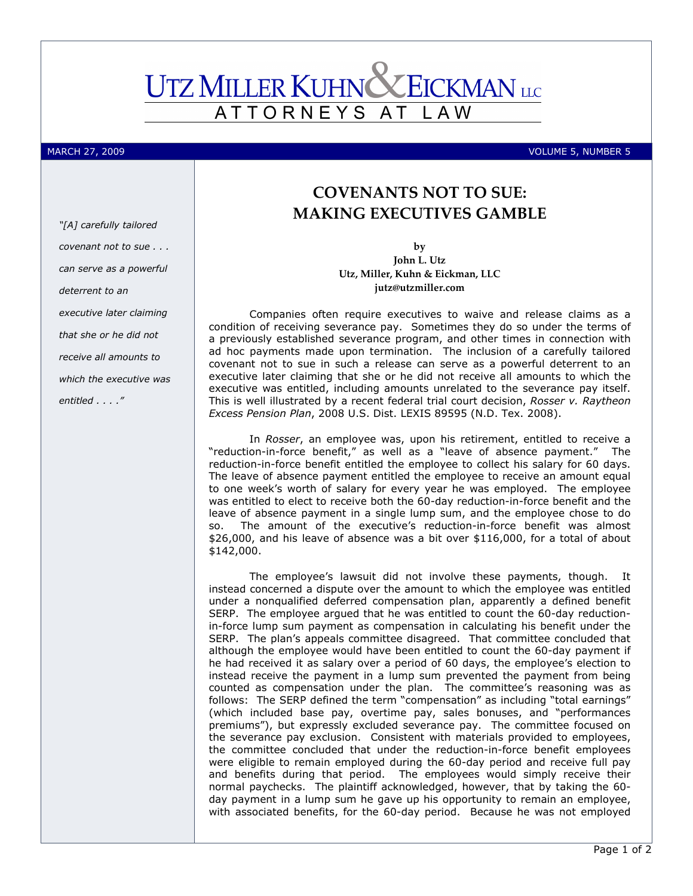# UTZ MILLER KUHN & EICKMAN LLC

ATTORNEYS AT LAW

MARCH 27, 2009 VOLUME 5, NUMBER 5

*"[A] carefully tailored covenant not to sue . . . can serve as a powerful deterrent to an executive later claiming that she or he did not receive all amounts to which the executive was entitled . . . ."*

## COVENANTS NOT TO SUE: MAKING EXECUTIVES GAMBLE

**by**
**John L. Utz**
**Utz, Miller, Kuhn & Eickman, LLC**
**jutz@utzmiller.com**

Companies often require executives to waive and release claims as a condition of receiving severance pay. Sometimes they do so under the terms of a previously established severance program, and other times in connection with ad hoc payments made upon termination. The inclusion of a carefully tailored covenant not to sue in such a release can serve as a powerful deterrent to an executive later claiming that she or he did not receive all amounts to which the executive was entitled, including amounts unrelated to the severance pay itself. This is well illustrated by a recent federal trial court decision, *Rosser v. Raytheon Excess Pension Plan*, 2008 U.S. Dist. LEXIS 89595 (N.D. Tex. 2008).

In *Rosser*, an employee was, upon his retirement, entitled to receive a "reduction-in-force benefit," as well as a "leave of absence payment." The reduction-in-force benefit entitled the employee to collect his salary for 60 days. The leave of absence payment entitled the employee to receive an amount equal to one week's worth of salary for every year he was employed. The employee was entitled to elect to receive both the 60-day reduction-in-force benefit and the leave of absence payment in a single lump sum, and the employee chose to do so. The amount of the executive's reduction-in-force benefit was almost $26,000, and his leave of absence was a bit over $116,000, for a total of about $142,000.

The employee's lawsuit did not involve these payments, though. It instead concerned a dispute over the amount to which the employee was entitled under a nonqualified deferred compensation plan, apparently a defined benefit SERP. The employee argued that he was entitled to count the 60-day reduction-in-force lump sum payment as compensation in calculating his benefit under the SERP. The plan's appeals committee disagreed. That committee concluded that although the employee would have been entitled to count the 60-day payment if he had received it as salary over a period of 60 days, the employee's election to instead receive the payment in a lump sum prevented the payment from being counted as compensation under the plan. The committee's reasoning was as follows: The SERP defined the term "compensation" as including "total earnings" (which included base pay, overtime pay, sales bonuses, and "performances premiums"), but expressly excluded severance pay. The committee focused on the severance pay exclusion. Consistent with materials provided to employees, the committee concluded that under the reduction-in-force benefit employees were eligible to remain employed during the 60-day period and receive full pay and benefits during that period. The employees would simply receive their normal paychecks. The plaintiff acknowledged, however, that by taking the 60-day payment in a lump sum he gave up his opportunity to remain an employee, with associated benefits, for the 60-day period. Because he was not employed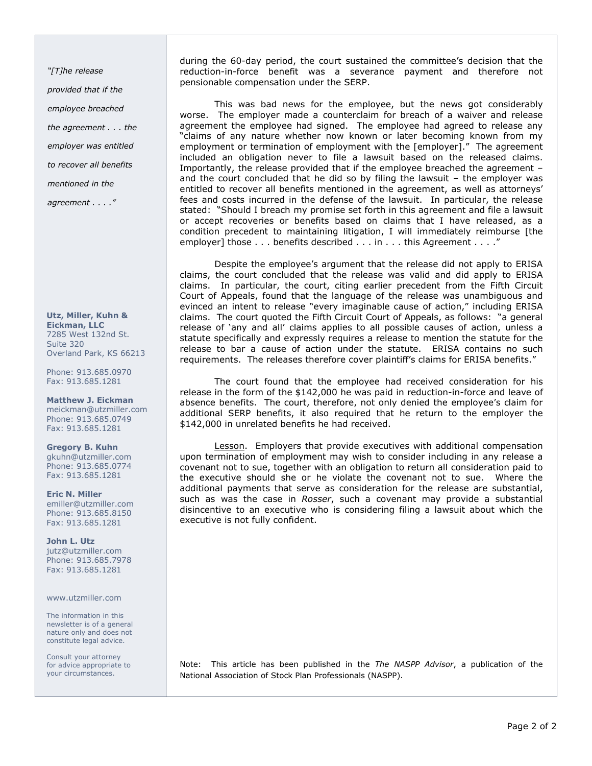during the 60-day period, the court sustained the committee's decision that the reduction-in-force benefit was a severance payment and therefore not pensionable compensation under the SERP.

This was bad news for the employee, but the news got considerably worse. The employer made a counterclaim for breach of a waiver and release agreement the employee had signed. The employee had agreed to release any "claims of any nature whether now known or later becoming known from my employment or termination of employment with the [employer]." The agreement included an obligation never to file a lawsuit based on the released claims. Importantly, the release provided that if the employee breached the agreement – and the court concluded that he did so by filing the lawsuit – the employer was entitled to recover all benefits mentioned in the agreement, as well as attorneys' fees and costs incurred in the defense of the lawsuit. In particular, the release stated: "Should I breach my promise set forth in this agreement and file a lawsuit or accept recoveries or benefits based on claims that I have released, as a condition precedent to maintaining litigation, I will immediately reimburse [the employer] those . . . benefits described . . . in . . . this Agreement . . . ."

*"[T]he release provided that if the employee breached the agreement . . . the employer was entitled to recover all benefits mentioned in the agreement . . . ."*

Despite the employee's argument that the release did not apply to ERISA claims, the court concluded that the release was valid and did apply to ERISA claims. In particular, the court, citing earlier precedent from the Fifth Circuit Court of Appeals, found that the language of the release was unambiguous and evinced an intent to release "every imaginable cause of action," including ERISA claims. The court quoted the Fifth Circuit Court of Appeals, as follows: "a general release of 'any and all' claims applies to all possible causes of action, unless a statute specifically and expressly requires a release to mention the statute for the release to bar a cause of action under the statute. ERISA contains no such requirements. The releases therefore cover plaintiff's claims for ERISA benefits."

The court found that the employee had received consideration for his release in the form of the $142,000 he was paid in reduction-in-force and leave of absence benefits. The court, therefore, not only denied the employee's claim for additional SERP benefits, it also required that he return to the employer the $142,000 in unrelated benefits he had received.

Lesson. Employers that provide executives with additional compensation upon termination of employment may wish to consider including in any release a covenant not to sue, together with an obligation to return all consideration paid to the executive should she or he violate the covenant not to sue. Where the additional payments that serve as consideration for the release are substantial, such as was the case in *Rosser*, such a covenant may provide a substantial disincentive to an executive who is considering filing a lawsuit about which the executive is not fully confident.

Note: This article has been published in the *The NASPP Advisor*, a publication of the National Association of Stock Plan Professionals (NASPP).

**Utz, Miller, Kuhn & Eickman, LLC**
7285 West 132nd St.
Suite 320
Overland Park, KS 66213

Phone: 913.685.0970
Fax: 913.685.1281

**Matthew J. Eickman**
meickman@utzmiller.com
Phone: 913.685.0749
Fax: 913.685.1281

**Gregory B. Kuhn**
gkuhn@utzmiller.com
Phone: 913.685.0774
Fax: 913.685.1281

**Eric N. Miller**
emiller@utzmiller.com
Phone: 913.685.8150
Fax: 913.685.1281

**John L. Utz**
jutz@utzmiller.com
Phone: 913.685.7978
Fax: 913.685.1281

www.utzmiller.com

The information in this newsletter is of a general nature only and does not constitute legal advice.

Consult your attorney for advice appropriate to your circumstances.